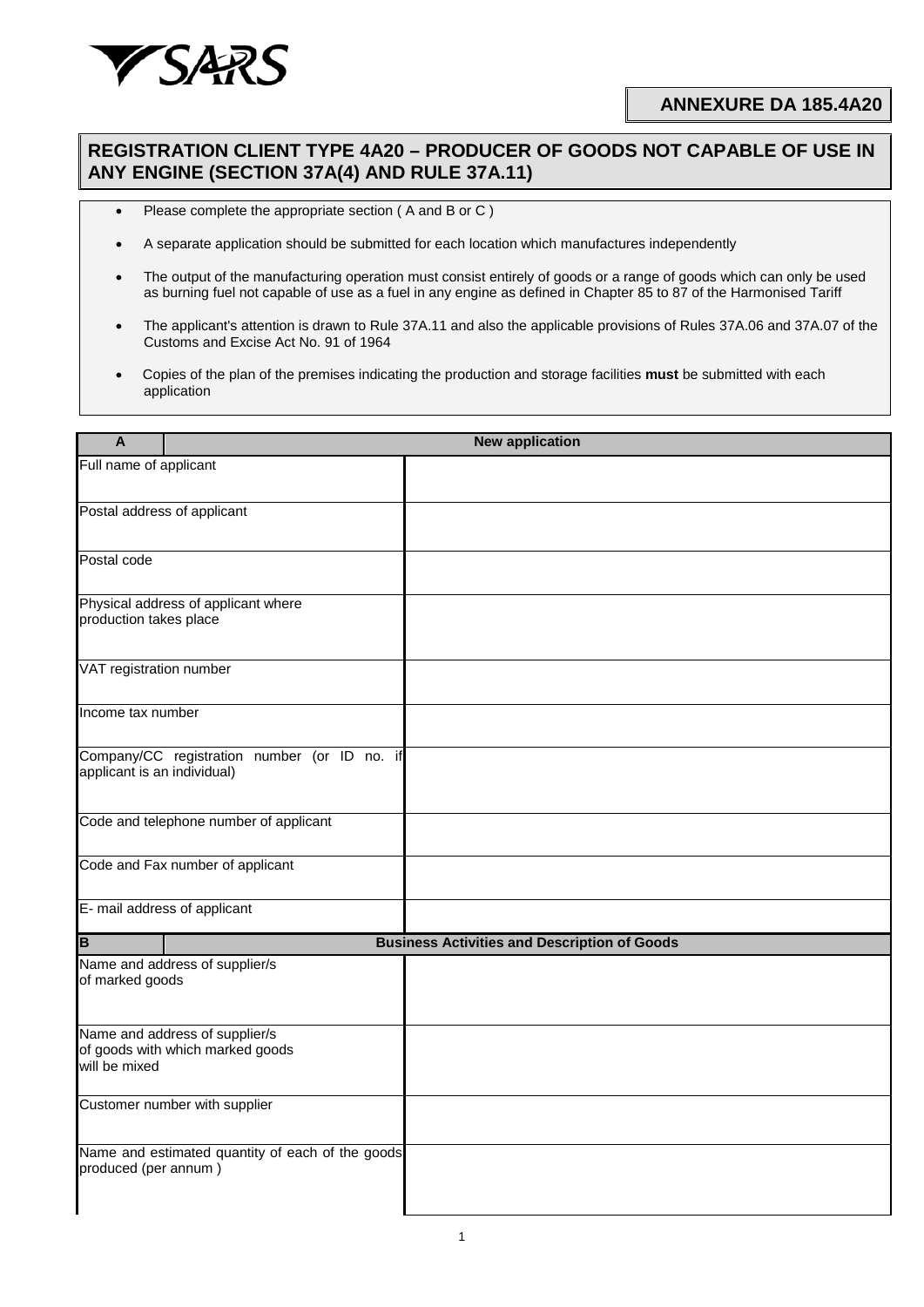**ANNEXURE DA 185.4A20**

## REGISTRATION CLIENT TYPE 4A20 – PRODUCER OF GOODS NOT CAPABLE OF USE IN ANY ENGINE (SECTION 37A(4) AND RULE 37A.11)

- Please complete the appropriate section ( A and B or C )
- A separate application should be submitted for each location which manufactures independently
- The output of the manufacturing operation must consist entirely of goods or a range of goods which can only be used as burning fuel not capable of use as a fuel in any engine as defined in Chapter 85 to 87 of the Harmonised Tariff
- The applicant's attention is drawn to Rule 37A.11 and also the applicable provisions of Rules 37A.06 and 37A.07 of the Customs and Excise Act No. 91 of 1964
- Copies of the plan of the premises indicating the production and storage facilities **must** be submitted with each application

| A | New application |
|---|---|
| Full name of applicant | |
| Postal address of applicant | |
| Postal code | |
| Physical address of applicant where production takes place | |
| VAT registration number | |
| Income tax number | |
| Company/CC registration number (or ID no. if applicant is an individual) | |
| Code and telephone number of applicant | |
| Code and Fax number of applicant | |
| E- mail address of applicant | |

| B | Business Activities and Description of Goods |
|---|---|
| Name and address of supplier/s of marked goods | |
| Name and address of supplier/s of goods with which marked goods will be mixed | |
| Customer number with supplier | |
| Name and estimated quantity of each of the goods produced (per annum ) | |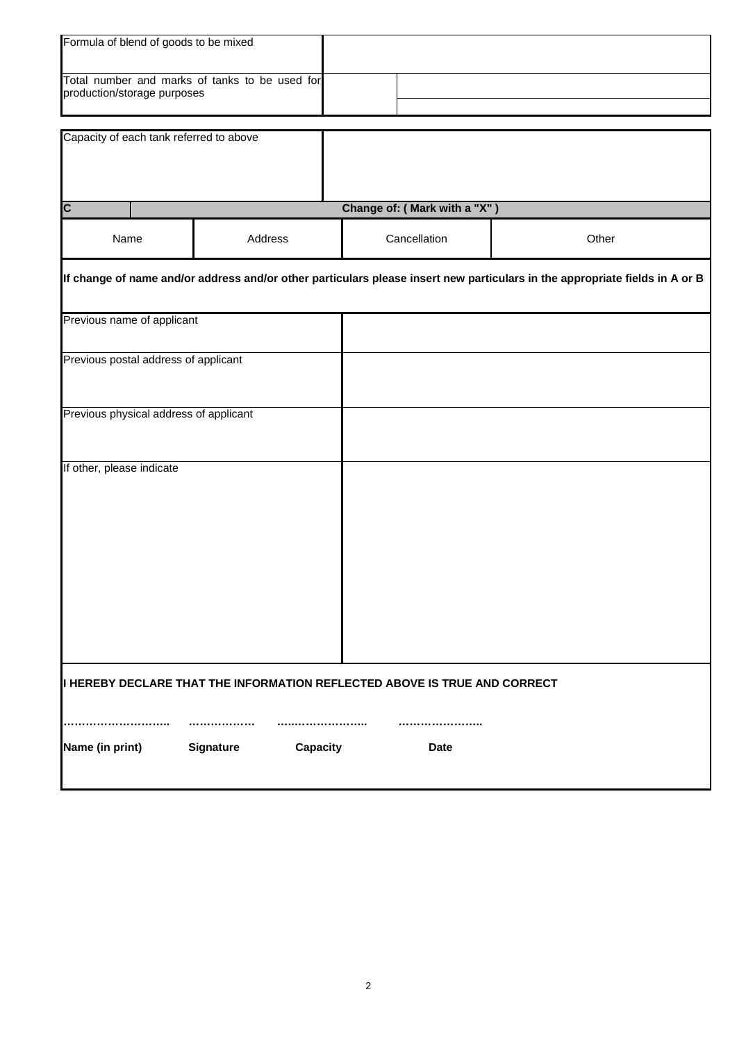| | | |
|---|---|---|
| Formula of blend of goods to be mixed | | |
| Total number and marks of tanks to be used for production/storage purposes | | |
| | | |

| | |
|---|---|
| Capacity of each tank referred to above | |

| C | Change of: ( Mark with a "X" ) | | |
|---|---|---|---|
| Name | Address | Cancellation | Other |

**If change of name and/or address and/or other particulars please insert new particulars in the appropriate fields in A or B**

| | |
|---|---|
| Previous name of applicant | |
| Previous postal address of applicant | |
| Previous physical address of applicant | |
| If other, please indicate | |

**I HEREBY DECLARE THAT THE INFORMATION REFLECTED ABOVE IS TRUE AND CORRECT**

| ……………………….. | ……………… | …..…………….. | ………………….. |
|---|---|---|---|
| **Name (in print)** | **Signature** | **Capacity** | **Date** |